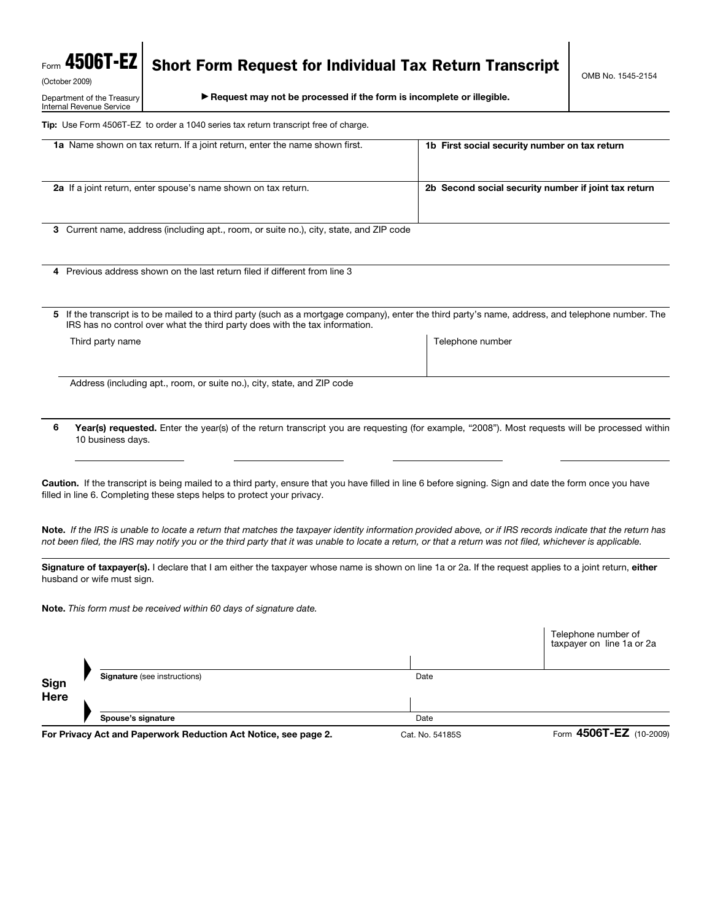Form **4506T-EZ**
(October 2009)
Department of the Treasury
Internal Revenue Service

# Short Form Request for Individual Tax Return Transcript

OMB No. 1545-2154

▶ **Request may not be processed if the form is incomplete or illegible.**

**Tip:** Use Form 4506T-EZ to order a 1040 series tax return transcript free of charge.

| **1a** Name shown on tax return. If a joint return, enter the name shown first. | **1b First social security number on tax return** |
|---|---|
| | |
| **2a** If a joint return, enter spouse's name shown on tax return. | **2b Second social security number if joint tax return** |
| | |

**3** Current name, address (including apt., room, or suite no.), city, state, and ZIP code

**4** Previous address shown on the last return filed if different from line 3

**5** If the transcript is to be mailed to a third party (such as a mortgage company), enter the third party's name, address, and telephone number. The IRS has no control over what the third party does with the tax information.

| Third party name | Telephone number |
|---|---|
| | |

Address (including apt., room, or suite no.), city, state, and ZIP code

**6** **Year(s) requested.** Enter the year(s) of the return transcript you are requesting (for example, "2008"). Most requests will be processed within 10 business days.

**Caution.** If the transcript is being mailed to a third party, ensure that you have filled in line 6 before signing. Sign and date the form once you have filled in line 6. Completing these steps helps to protect your privacy.

**Note.** *If the IRS is unable to locate a return that matches the taxpayer identity information provided above, or if IRS records indicate that the return has not been filed, the IRS may notify you or the third party that it was unable to locate a return, or that a return was not filed, whichever is applicable.*

**Signature of taxpayer(s).** I declare that I am either the taxpayer whose name is shown on line 1a or 2a. If the request applies to a joint return, **either** husband or wife must sign.

**Note.** *This form must be received within 60 days of signature date.*

| **Sign Here** | | | Telephone number of taxpayer on line 1a or 2a |
|---|---|---|---|
| ▶ | **Signature** (see instructions) | Date | |
| ▶ | **Spouse's signature** | Date | |

**For Privacy Act and Paperwork Reduction Act Notice, see page 2.** Cat. No. 54185S Form **4506T-EZ** (10-2009)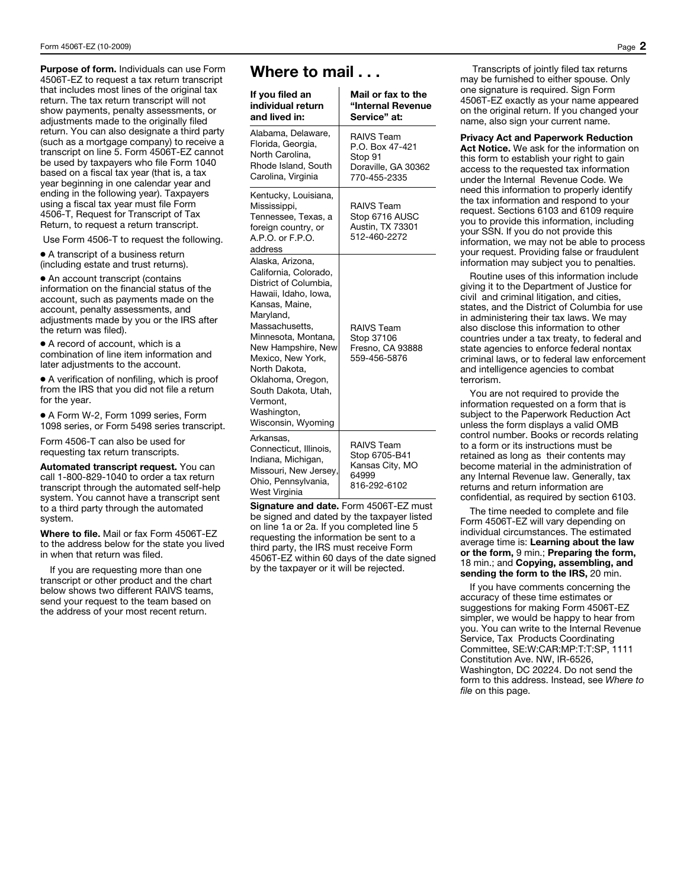**Purpose of form.** Individuals can use Form 4506T-EZ to request a tax return transcript that includes most lines of the original tax return. The tax return transcript will not show payments, penalty assessments, or adjustments made to the originally filed return. You can also designate a third party (such as a mortgage company) to receive a transcript on line 5. Form 4506T-EZ cannot be used by taxpayers who file Form 1040 based on a fiscal tax year (that is, a tax year beginning in one calendar year and ending in the following year). Taxpayers using a fiscal tax year must file Form 4506-T, Request for Transcript of Tax Return, to request a return transcript.

Use Form 4506-T to request the following.

- A transcript of a business return (including estate and trust returns).
- An account transcript (contains information on the financial status of the account, such as payments made on the account, penalty assessments, and adjustments made by you or the IRS after the return was filed).
- A record of account, which is a combination of line item information and later adjustments to the account.
- A verification of nonfiling, which is proof from the IRS that you did not file a return for the year.
- A Form W-2, Form 1099 series, Form 1098 series, or Form 5498 series transcript.

Form 4506-T can also be used for requesting tax return transcripts.

**Automated transcript request.** You can call 1-800-829-1040 to order a tax return transcript through the automated self-help system. You cannot have a transcript sent to a third party through the automated system.

**Where to file.** Mail or fax Form 4506T-EZ to the address below for the state you lived in when that return was filed.

If you are requesting more than one transcript or other product and the chart below shows two different RAIVS teams, send your request to the team based on the address of your most recent return.

## Where to mail . . .

| If you filed an individual return and lived in: | Mail or fax to the "Internal Revenue Service" at: |
|---|---|
| Alabama, Delaware, Florida, Georgia, North Carolina, Rhode Island, South Carolina, Virginia | RAIVS Team<br>P.O. Box 47-421<br>Stop 91<br>Doraville, GA 30362<br>770-455-2335 |
| Kentucky, Louisiana, Mississippi, Tennessee, Texas, a foreign country, or A.P.O. or F.P.O. address | RAIVS Team<br>Stop 6716 AUSC<br>Austin, TX 73301<br>512-460-2272 |
| Alaska, Arizona, California, Colorado, District of Columbia, Hawaii, Idaho, Iowa, Kansas, Maine, Maryland, Massachusetts, Minnesota, Montana, New Hampshire, New Mexico, New York, North Dakota, Oklahoma, Oregon, South Dakota, Utah, Vermont, Washington, Wisconsin, Wyoming | RAIVS Team<br>Stop 37106<br>Fresno, CA 93888<br>559-456-5876 |
| Arkansas, Connecticut, Illinois, Indiana, Michigan, Missouri, New Jersey, Ohio, Pennsylvania, West Virginia | RAIVS Team<br>Stop 6705-B41<br>Kansas City, MO 64999<br>816-292-6102 |

**Signature and date.** Form 4506T-EZ must be signed and dated by the taxpayer listed on line 1a or 2a. If you completed line 5 requesting the information be sent to a third party, the IRS must receive Form 4506T-EZ within 60 days of the date signed by the taxpayer or it will be rejected.

Transcripts of jointly filed tax returns may be furnished to either spouse. Only one signature is required. Sign Form 4506T-EZ exactly as your name appeared on the original return. If you changed your name, also sign your current name.

**Privacy Act and Paperwork Reduction Act Notice.** We ask for the information on this form to establish your right to gain access to the requested tax information under the Internal Revenue Code. We need this information to properly identify the tax information and respond to your request. Sections 6103 and 6109 require you to provide this information, including your SSN. If you do not provide this information, we may not be able to process your request. Providing false or fraudulent information may subject you to penalties.

Routine uses of this information include giving it to the Department of Justice for civil and criminal litigation, and cities, states, and the District of Columbia for use in administering their tax laws. We may also disclose this information to other countries under a tax treaty, to federal and state agencies to enforce federal nontax criminal laws, or to federal law enforcement and intelligence agencies to combat terrorism.

You are not required to provide the information requested on a form that is subject to the Paperwork Reduction Act unless the form displays a valid OMB control number. Books or records relating to a form or its instructions must be retained as long as their contents may become material in the administration of any Internal Revenue law. Generally, tax returns and return information are confidential, as required by section 6103.

The time needed to complete and file Form 4506T-EZ will vary depending on individual circumstances. The estimated average time is: **Learning about the law or the form,** 9 min.; **Preparing the form,** 18 min.; and **Copying, assembling, and sending the form to the IRS,** 20 min.

If you have comments concerning the accuracy of these time estimates or suggestions for making Form 4506T-EZ simpler, we would be happy to hear from you. You can write to the Internal Revenue Service, Tax Products Coordinating Committee, SE:W:CAR:MP:T:T:SP, 1111 Constitution Ave. NW, IR-6526, Washington, DC 20224. Do not send the form to this address. Instead, see *Where to file* on this page.